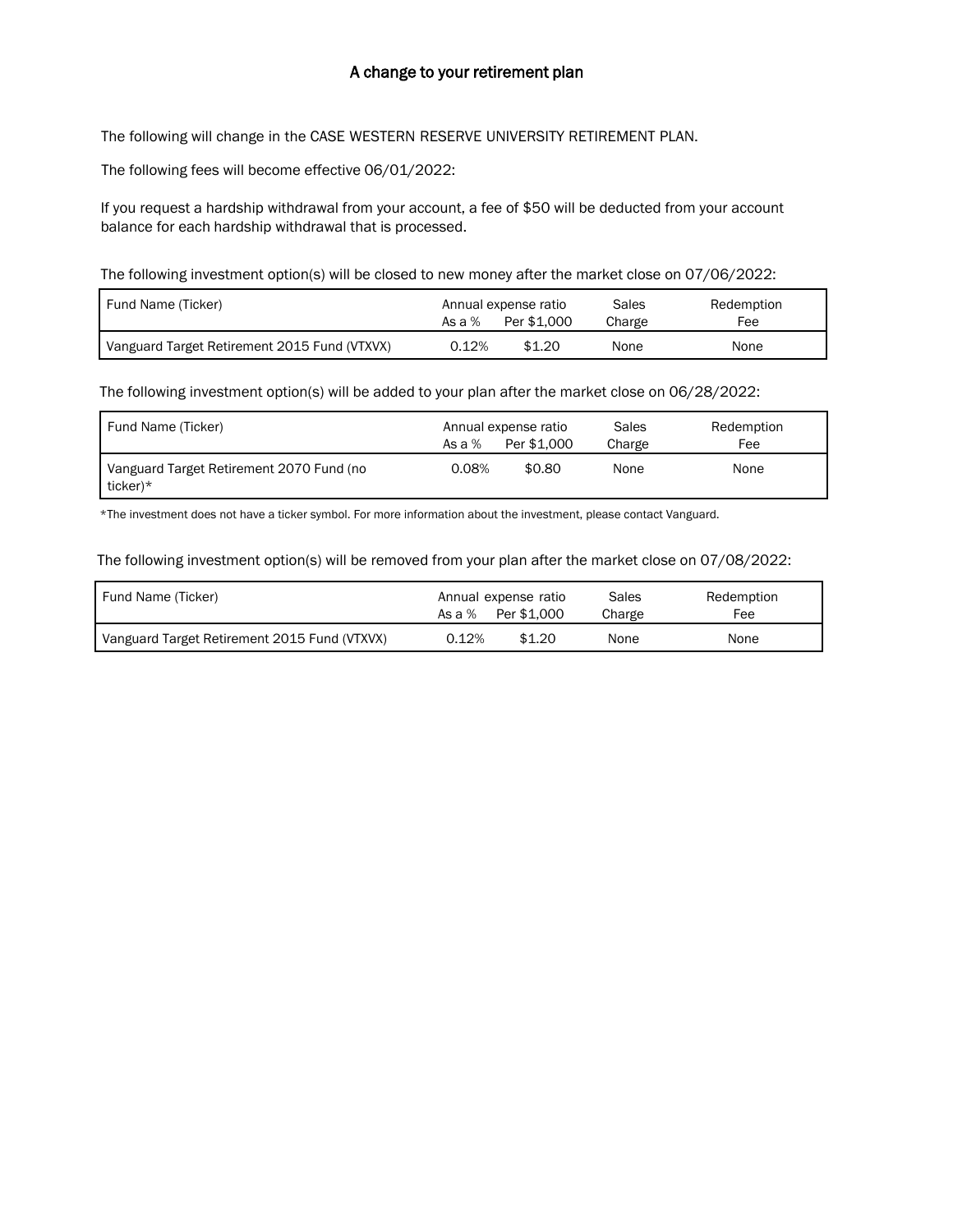# A change to your retirement plan

The following will change in the CASE WESTERN RESERVE UNIVERSITY RETIREMENT PLAN.

The following fees will become effective 06/01/2022:

If you request a hardship withdrawal from your account, a fee of $50 will be deducted from your account balance for each hardship withdrawal that is processed.

The following investment option(s) will be closed to new money after the market close on 07/06/2022:

| Fund Name (Ticker) | Annual expense ratio | | Sales Charge | Redemption Fee |
|---|---|---|---|---|
| | As a % | Per $1,000 | | |
| Vanguard Target Retirement 2015 Fund (VTXVX) | 0.12% | $1.20 | None | None |

The following investment option(s) will be added to your plan after the market close on 06/28/2022:

| Fund Name (Ticker) | Annual expense ratio | | Sales Charge | Redemption Fee |
|---|---|---|---|---|
| | As a % | Per $1,000 | | |
| Vanguard Target Retirement 2070 Fund (no ticker)* | 0.08% | $0.80 | None | None |

*The investment does not have a ticker symbol. For more information about the investment, please contact Vanguard.

The following investment option(s) will be removed from your plan after the market close on 07/08/2022:

| Fund Name (Ticker) | Annual expense ratio | | Sales Charge | Redemption Fee |
|---|---|---|---|---|
| | As a % | Per $1,000 | | |
| Vanguard Target Retirement 2015 Fund (VTXVX) | 0.12% | $1.20 | None | None |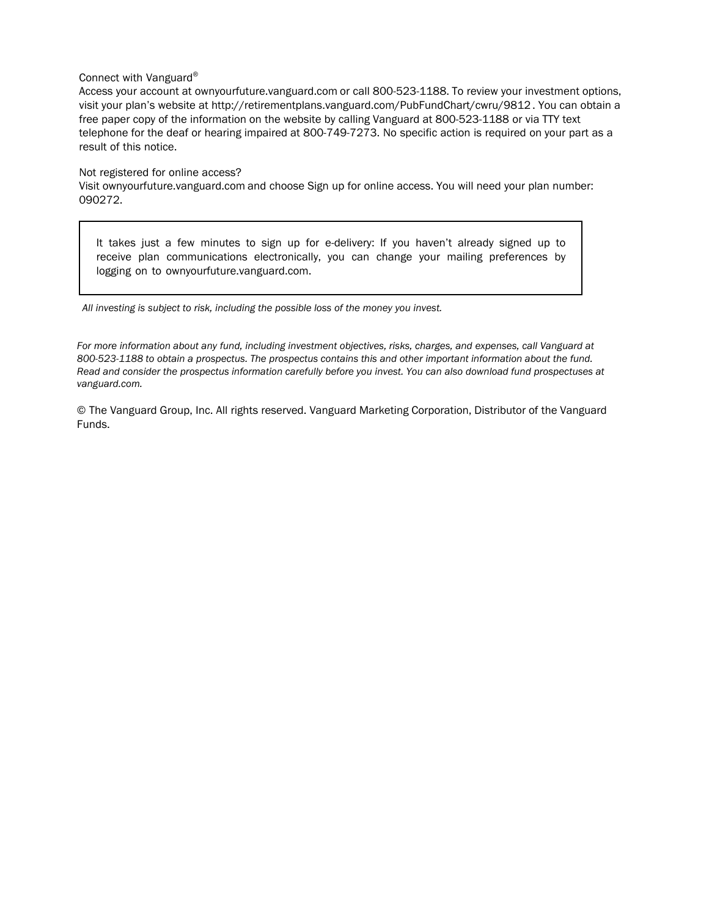Connect with Vanguard®

Access your account at ownyourfuture.vanguard.com or call 800-523-1188. To review your investment options, visit your plan's website at http://retirementplans.vanguard.com/PubFundChart/cwru/9812 . You can obtain a free paper copy of the information on the website by calling Vanguard at 800-523-1188 or via TTY text telephone for the deaf or hearing impaired at 800-749-7273. No specific action is required on your part as a result of this notice.

Not registered for online access?

Visit ownyourfuture.vanguard.com and choose Sign up for online access. You will need your plan number: 090272.

> It takes just a few minutes to sign up for e-delivery: If you haven't already signed up to receive plan communications electronically, you can change your mailing preferences by logging on to ownyourfuture.vanguard.com.

*All investing is subject to risk, including the possible loss of the money you invest.*

*For more information about any fund, including investment objectives, risks, charges, and expenses, call Vanguard at 800-523-1188 to obtain a prospectus. The prospectus contains this and other important information about the fund. Read and consider the prospectus information carefully before you invest. You can also download fund prospectuses at vanguard.com.*

© The Vanguard Group, Inc. All rights reserved. Vanguard Marketing Corporation, Distributor of the Vanguard Funds.